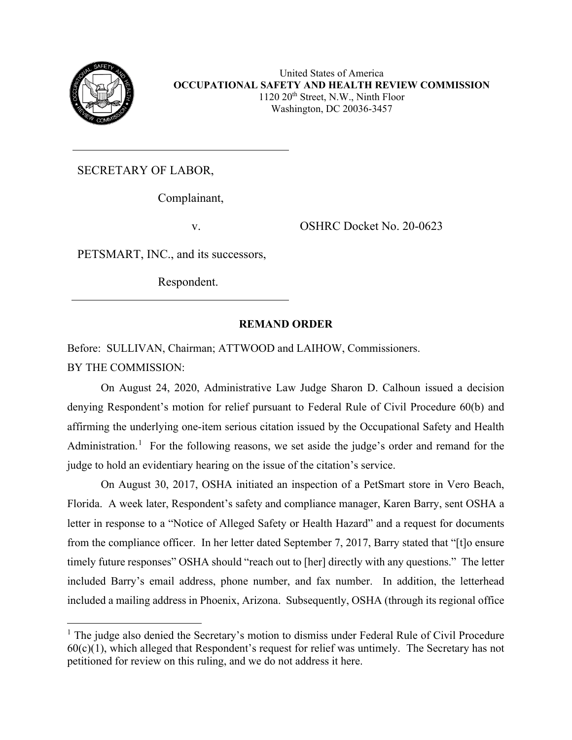United States of America
**OCCUPATIONAL SAFETY AND HEALTH REVIEW COMMISSION**
1120 20th Street, N.W., Ninth Floor
Washington, DC 20036-3457

---

SECRETARY OF LABOR,

Complainant,

v. OSHRC Docket No. 20-0623

PETSMART, INC., and its successors,

Respondent.

---

**REMAND ORDER**

Before: SULLIVAN, Chairman; ATTWOOD and LAIHOW, Commissioners.

BY THE COMMISSION:

On August 24, 2020, Administrative Law Judge Sharon D. Calhoun issued a decision denying Respondent's motion for relief pursuant to Federal Rule of Civil Procedure 60(b) and affirming the underlying one-item serious citation issued by the Occupational Safety and Health Administration.[1] For the following reasons, we set aside the judge's order and remand for the judge to hold an evidentiary hearing on the issue of the citation's service.

On August 30, 2017, OSHA initiated an inspection of a PetSmart store in Vero Beach, Florida. A week later, Respondent's safety and compliance manager, Karen Barry, sent OSHA a letter in response to a "Notice of Alleged Safety or Health Hazard" and a request for documents from the compliance officer. In her letter dated September 7, 2017, Barry stated that "[t]o ensure timely future responses" OSHA should "reach out to [her] directly with any questions." The letter included Barry's email address, phone number, and fax number. In addition, the letterhead included a mailing address in Phoenix, Arizona. Subsequently, OSHA (through its regional office

---

[1] The judge also denied the Secretary's motion to dismiss under Federal Rule of Civil Procedure 60(c)(1), which alleged that Respondent's request for relief was untimely. The Secretary has not petitioned for review on this ruling, and we do not address it here.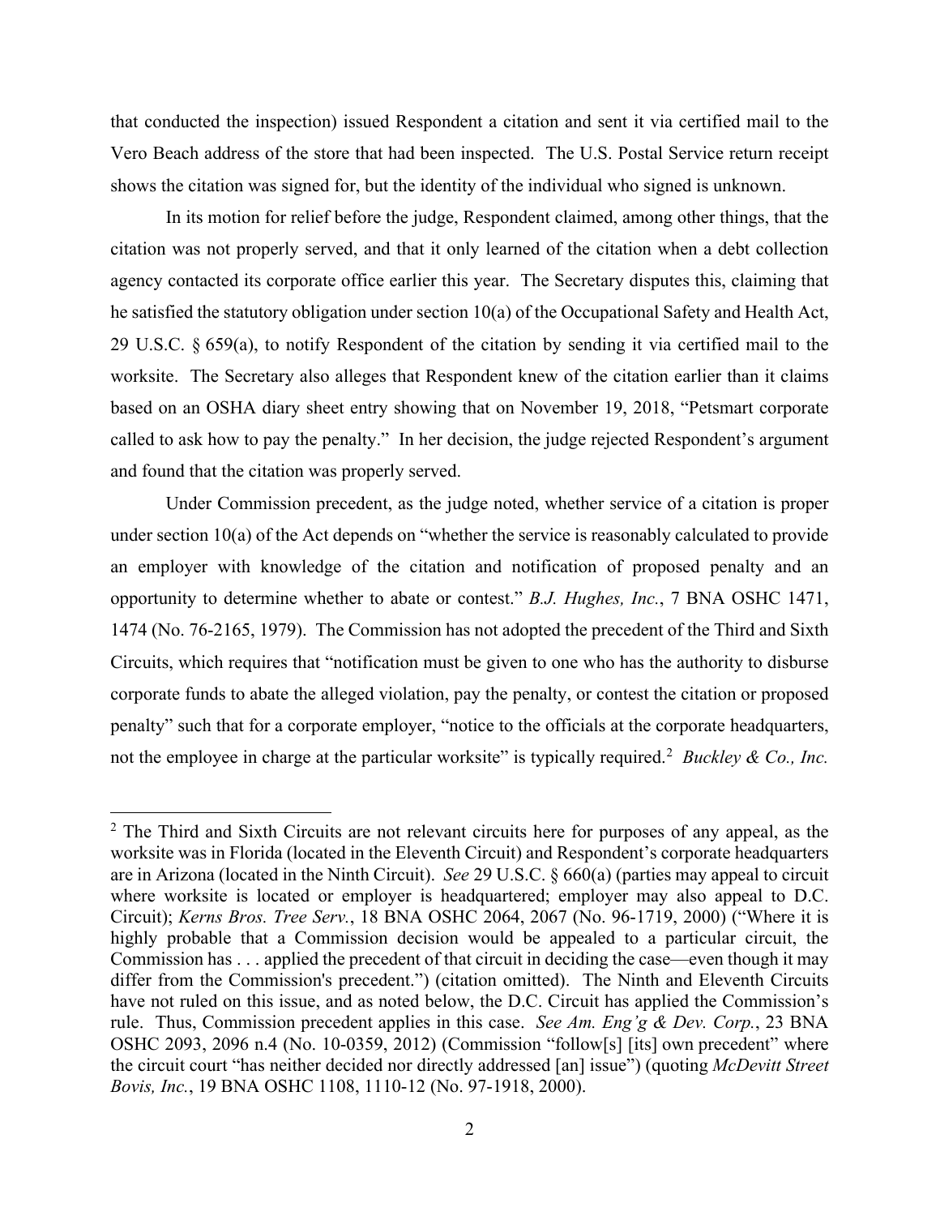that conducted the inspection) issued Respondent a citation and sent it via certified mail to the Vero Beach address of the store that had been inspected. The U.S. Postal Service return receipt shows the citation was signed for, but the identity of the individual who signed is unknown.

In its motion for relief before the judge, Respondent claimed, among other things, that the citation was not properly served, and that it only learned of the citation when a debt collection agency contacted its corporate office earlier this year. The Secretary disputes this, claiming that he satisfied the statutory obligation under section 10(a) of the Occupational Safety and Health Act, 29 U.S.C. § 659(a), to notify Respondent of the citation by sending it via certified mail to the worksite. The Secretary also alleges that Respondent knew of the citation earlier than it claims based on an OSHA diary sheet entry showing that on November 19, 2018, "Petsmart corporate called to ask how to pay the penalty." In her decision, the judge rejected Respondent's argument and found that the citation was properly served.

Under Commission precedent, as the judge noted, whether service of a citation is proper under section 10(a) of the Act depends on "whether the service is reasonably calculated to provide an employer with knowledge of the citation and notification of proposed penalty and an opportunity to determine whether to abate or contest." *B.J. Hughes, Inc.*, 7 BNA OSHC 1471, 1474 (No. 76-2165, 1979). The Commission has not adopted the precedent of the Third and Sixth Circuits, which requires that "notification must be given to one who has the authority to disburse corporate funds to abate the alleged violation, pay the penalty, or contest the citation or proposed penalty" such that for a corporate employer, "notice to the officials at the corporate headquarters, not the employee in charge at the particular worksite" is typically required.[2] *Buckley & Co., Inc.*

[2] The Third and Sixth Circuits are not relevant circuits here for purposes of any appeal, as the worksite was in Florida (located in the Eleventh Circuit) and Respondent's corporate headquarters are in Arizona (located in the Ninth Circuit). *See* 29 U.S.C. § 660(a) (parties may appeal to circuit where worksite is located or employer is headquartered; employer may also appeal to D.C. Circuit); *Kerns Bros. Tree Serv.*, 18 BNA OSHC 2064, 2067 (No. 96-1719, 2000) ("Where it is highly probable that a Commission decision would be appealed to a particular circuit, the Commission has . . . applied the precedent of that circuit in deciding the case—even though it may differ from the Commission's precedent.") (citation omitted). The Ninth and Eleventh Circuits have not ruled on this issue, and as noted below, the D.C. Circuit has applied the Commission's rule. Thus, Commission precedent applies in this case. *See Am. Eng'g & Dev. Corp.*, 23 BNA OSHC 2093, 2096 n.4 (No. 10-0359, 2012) (Commission "follow[s] [its] own precedent" where the circuit court "has neither decided nor directly addressed [an] issue") (quoting *McDevitt Street Bovis, Inc.*, 19 BNA OSHC 1108, 1110-12 (No. 97-1918, 2000).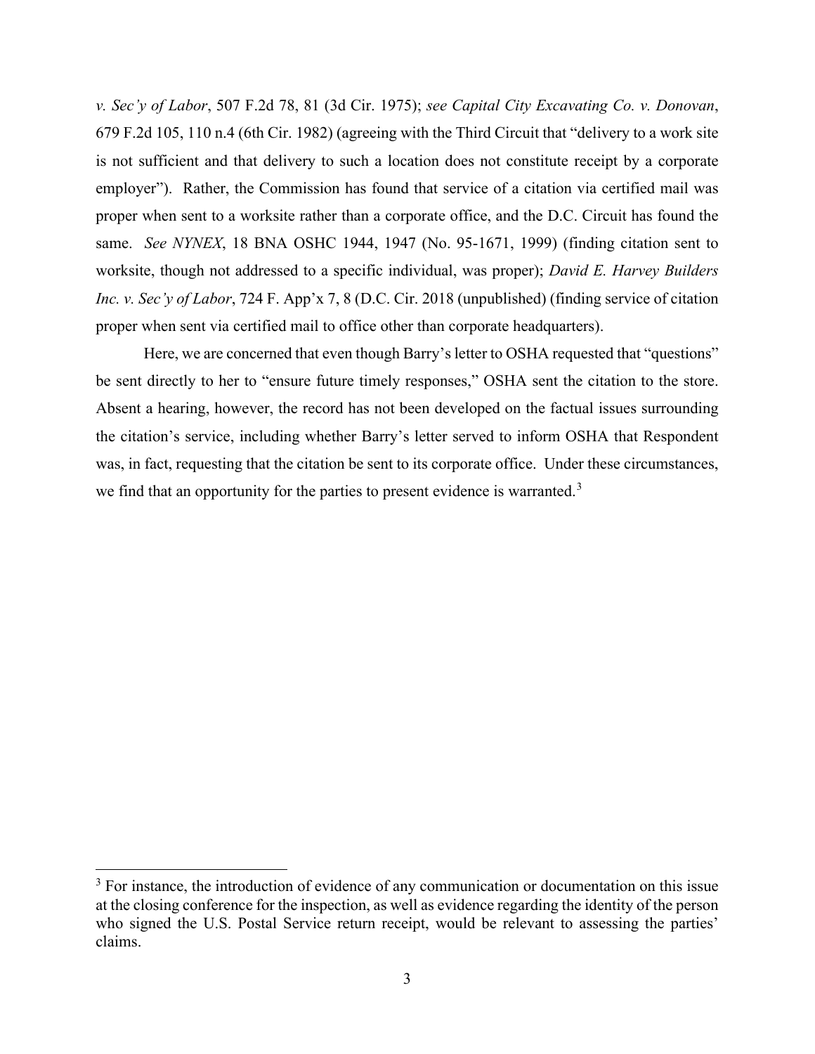*v. Sec'y of Labor*, 507 F.2d 78, 81 (3d Cir. 1975); *see Capital City Excavating Co. v. Donovan*, 679 F.2d 105, 110 n.4 (6th Cir. 1982) (agreeing with the Third Circuit that "delivery to a work site is not sufficient and that delivery to such a location does not constitute receipt by a corporate employer"). Rather, the Commission has found that service of a citation via certified mail was proper when sent to a worksite rather than a corporate office, and the D.C. Circuit has found the same. *See NYNEX*, 18 BNA OSHC 1944, 1947 (No. 95-1671, 1999) (finding citation sent to worksite, though not addressed to a specific individual, was proper); *David E. Harvey Builders Inc. v. Sec'y of Labor*, 724 F. App'x 7, 8 (D.C. Cir. 2018 (unpublished) (finding service of citation proper when sent via certified mail to office other than corporate headquarters).

Here, we are concerned that even though Barry's letter to OSHA requested that "questions" be sent directly to her to "ensure future timely responses," OSHA sent the citation to the store. Absent a hearing, however, the record has not been developed on the factual issues surrounding the citation's service, including whether Barry's letter served to inform OSHA that Respondent was, in fact, requesting that the citation be sent to its corporate office. Under these circumstances, we find that an opportunity for the parties to present evidence is warranted.[3]

[3] For instance, the introduction of evidence of any communication or documentation on this issue at the closing conference for the inspection, as well as evidence regarding the identity of the person who signed the U.S. Postal Service return receipt, would be relevant to assessing the parties' claims.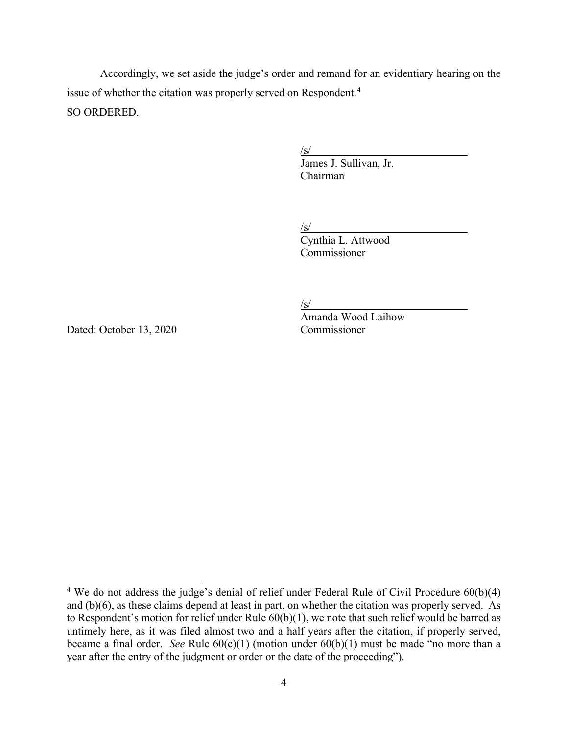Accordingly, we set aside the judge's order and remand for an evidentiary hearing on the issue of whether the citation was properly served on Respondent.[4]

SO ORDERED.

/s/
James J. Sullivan, Jr.
Chairman

/s/
Cynthia L. Attwood
Commissioner

/s/
Amanda Wood Laihow
Commissioner

Dated: October 13, 2020

[4] We do not address the judge's denial of relief under Federal Rule of Civil Procedure 60(b)(4) and (b)(6), as these claims depend at least in part, on whether the citation was properly served. As to Respondent's motion for relief under Rule 60(b)(1), we note that such relief would be barred as untimely here, as it was filed almost two and a half years after the citation, if properly served, became a final order. *See* Rule 60(c)(1) (motion under 60(b)(1) must be made "no more than a year after the entry of the judgment or order or the date of the proceeding").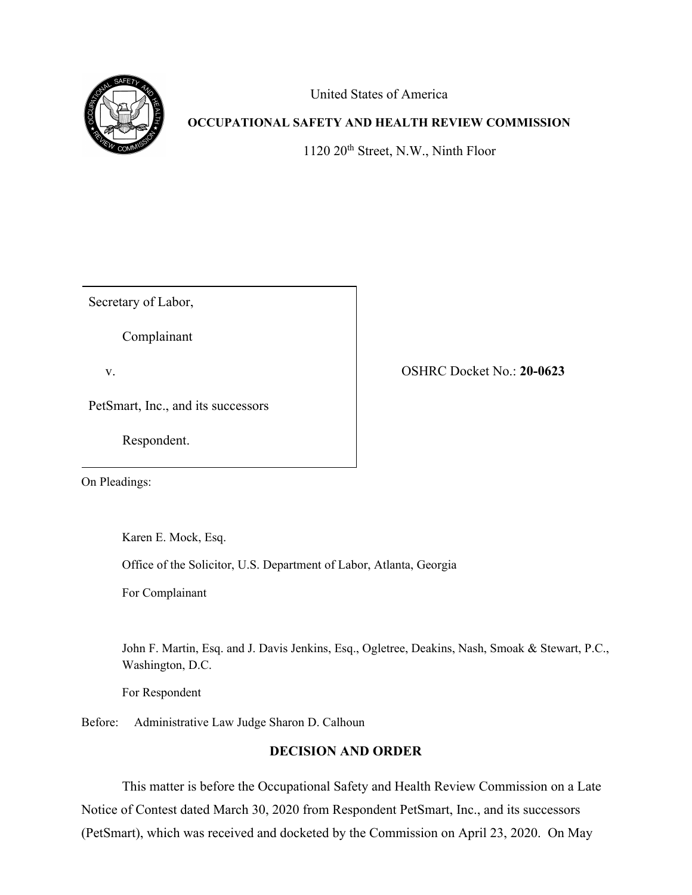United States of America

**OCCUPATIONAL SAFETY AND HEALTH REVIEW COMMISSION**

1120 20th Street, N.W., Ninth Floor

| | |
|---|---|
| Secretary of Labor,<br><br>Complainant<br><br>v.<br><br>PetSmart, Inc., and its successors<br><br>Respondent. | OSHRC Docket No.: **20-0623** |

On Pleadings:

Karen E. Mock, Esq.

Office of the Solicitor, U.S. Department of Labor, Atlanta, Georgia

For Complainant

John F. Martin, Esq. and J. Davis Jenkins, Esq., Ogletree, Deakins, Nash, Smoak & Stewart, P.C., Washington, D.C.

For Respondent

Before: Administrative Law Judge Sharon D. Calhoun

## DECISION AND ORDER

This matter is before the Occupational Safety and Health Review Commission on a Late Notice of Contest dated March 30, 2020 from Respondent PetSmart, Inc., and its successors (PetSmart), which was received and docketed by the Commission on April 23, 2020. On May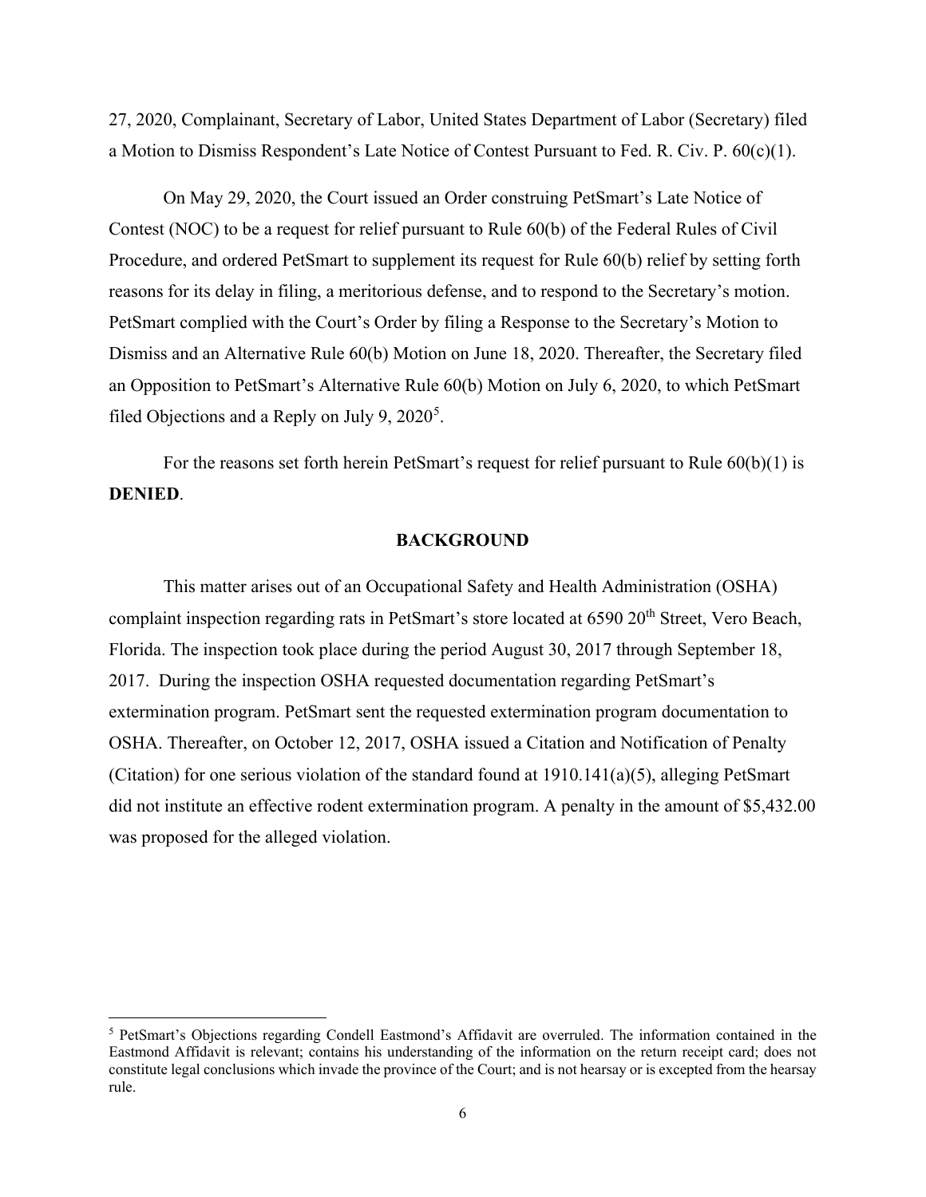27, 2020, Complainant, Secretary of Labor, United States Department of Labor (Secretary) filed a Motion to Dismiss Respondent's Late Notice of Contest Pursuant to Fed. R. Civ. P. 60(c)(1).

On May 29, 2020, the Court issued an Order construing PetSmart's Late Notice of Contest (NOC) to be a request for relief pursuant to Rule 60(b) of the Federal Rules of Civil Procedure, and ordered PetSmart to supplement its request for Rule 60(b) relief by setting forth reasons for its delay in filing, a meritorious defense, and to respond to the Secretary's motion. PetSmart complied with the Court's Order by filing a Response to the Secretary's Motion to Dismiss and an Alternative Rule 60(b) Motion on June 18, 2020. Thereafter, the Secretary filed an Opposition to PetSmart's Alternative Rule 60(b) Motion on July 6, 2020, to which PetSmart filed Objections and a Reply on July 9, 2020[5].

For the reasons set forth herein PetSmart's request for relief pursuant to Rule 60(b)(1) is **DENIED**.

## BACKGROUND

This matter arises out of an Occupational Safety and Health Administration (OSHA) complaint inspection regarding rats in PetSmart's store located at 6590 20th Street, Vero Beach, Florida. The inspection took place during the period August 30, 2017 through September 18, 2017. During the inspection OSHA requested documentation regarding PetSmart's extermination program. PetSmart sent the requested extermination program documentation to OSHA. Thereafter, on October 12, 2017, OSHA issued a Citation and Notification of Penalty (Citation) for one serious violation of the standard found at 1910.141(a)(5), alleging PetSmart did not institute an effective rodent extermination program. A penalty in the amount of $5,432.00 was proposed for the alleged violation.

---

[5] PetSmart's Objections regarding Condell Eastmond's Affidavit are overruled. The information contained in the Eastmond Affidavit is relevant; contains his understanding of the information on the return receipt card; does not constitute legal conclusions which invade the province of the Court; and is not hearsay or is excepted from the hearsay rule.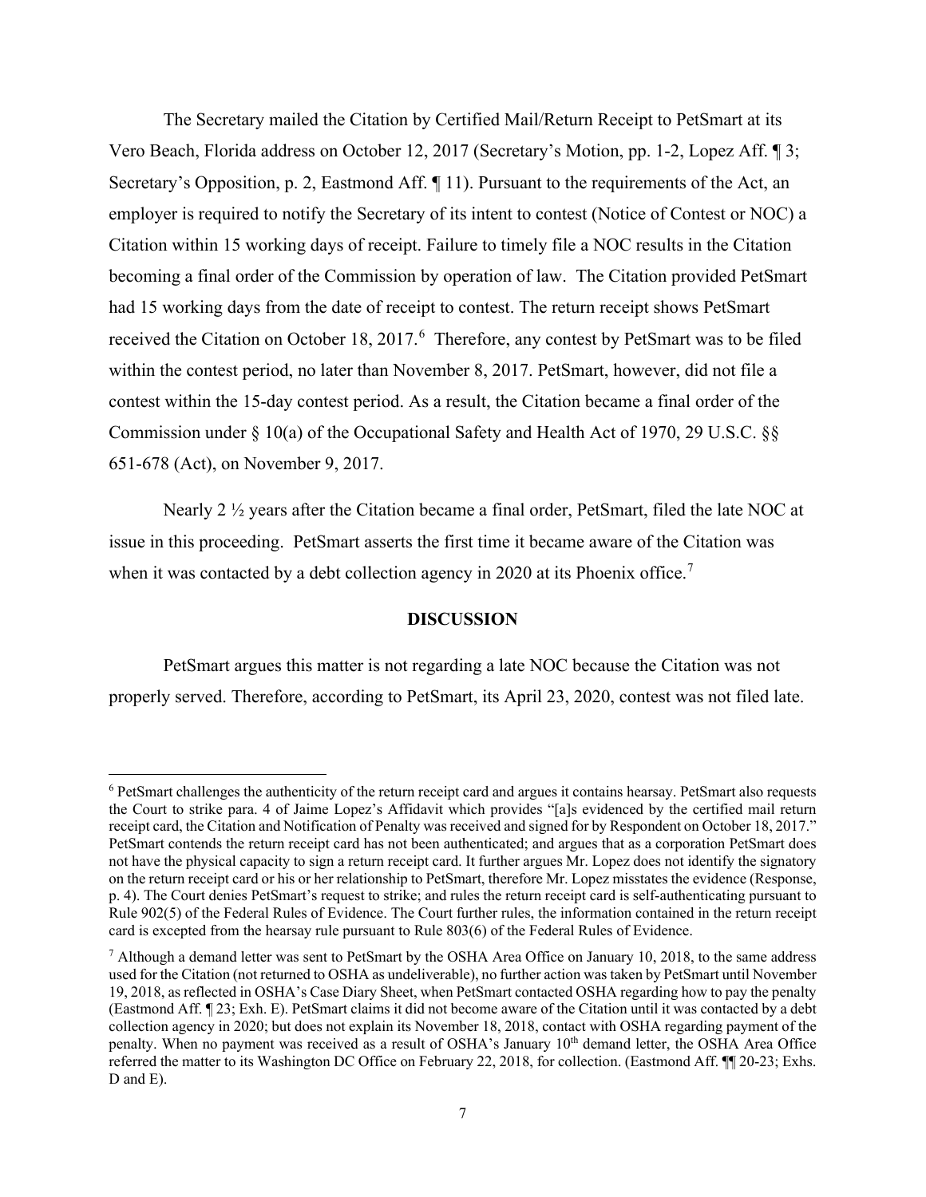The Secretary mailed the Citation by Certified Mail/Return Receipt to PetSmart at its Vero Beach, Florida address on October 12, 2017 (Secretary's Motion, pp. 1-2, Lopez Aff. ¶ 3; Secretary's Opposition, p. 2, Eastmond Aff. ¶ 11). Pursuant to the requirements of the Act, an employer is required to notify the Secretary of its intent to contest (Notice of Contest or NOC) a Citation within 15 working days of receipt. Failure to timely file a NOC results in the Citation becoming a final order of the Commission by operation of law. The Citation provided PetSmart had 15 working days from the date of receipt to contest. The return receipt shows PetSmart received the Citation on October 18, 2017.[6] Therefore, any contest by PetSmart was to be filed within the contest period, no later than November 8, 2017. PetSmart, however, did not file a contest within the 15-day contest period. As a result, the Citation became a final order of the Commission under § 10(a) of the Occupational Safety and Health Act of 1970, 29 U.S.C. §§ 651-678 (Act), on November 9, 2017.

Nearly 2 ½ years after the Citation became a final order, PetSmart, filed the late NOC at issue in this proceeding. PetSmart asserts the first time it became aware of the Citation was when it was contacted by a debt collection agency in 2020 at its Phoenix office.[7]

## DISCUSSION

PetSmart argues this matter is not regarding a late NOC because the Citation was not properly served. Therefore, according to PetSmart, its April 23, 2020, contest was not filed late.

---

[6] PetSmart challenges the authenticity of the return receipt card and argues it contains hearsay. PetSmart also requests the Court to strike para. 4 of Jaime Lopez's Affidavit which provides "[a]s evidenced by the certified mail return receipt card, the Citation and Notification of Penalty was received and signed for by Respondent on October 18, 2017." PetSmart contends the return receipt card has not been authenticated; and argues that as a corporation PetSmart does not have the physical capacity to sign a return receipt card. It further argues Mr. Lopez does not identify the signatory on the return receipt card or his or her relationship to PetSmart, therefore Mr. Lopez misstates the evidence (Response, p. 4). The Court denies PetSmart's request to strike; and rules the return receipt card is self-authenticating pursuant to Rule 902(5) of the Federal Rules of Evidence. The Court further rules, the information contained in the return receipt card is excepted from the hearsay rule pursuant to Rule 803(6) of the Federal Rules of Evidence.

[7] Although a demand letter was sent to PetSmart by the OSHA Area Office on January 10, 2018, to the same address used for the Citation (not returned to OSHA as undeliverable), no further action was taken by PetSmart until November 19, 2018, as reflected in OSHA's Case Diary Sheet, when PetSmart contacted OSHA regarding how to pay the penalty (Eastmond Aff. ¶ 23; Exh. E). PetSmart claims it did not become aware of the Citation until it was contacted by a debt collection agency in 2020; but does not explain its November 18, 2018, contact with OSHA regarding payment of the penalty. When no payment was received as a result of OSHA's January 10th demand letter, the OSHA Area Office referred the matter to its Washington DC Office on February 22, 2018, for collection. (Eastmond Aff. ¶¶ 20-23; Exhs. D and E).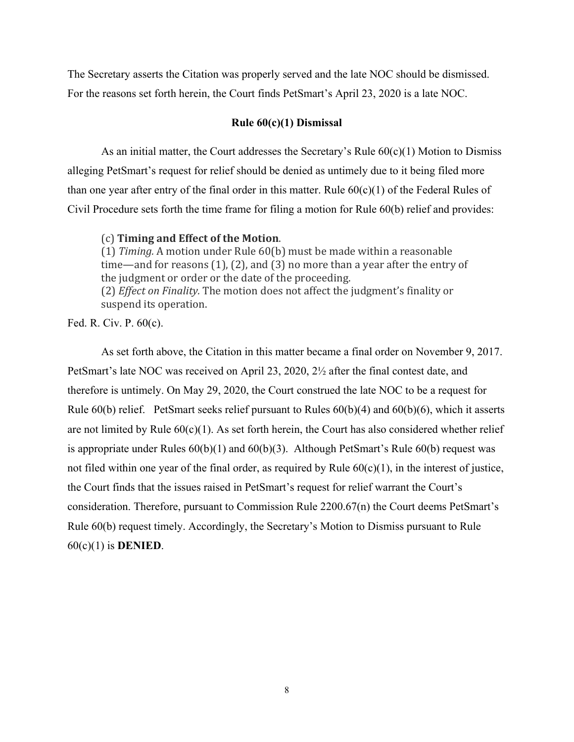The Secretary asserts the Citation was properly served and the late NOC should be dismissed. For the reasons set forth herein, the Court finds PetSmart's April 23, 2020 is a late NOC.

**Rule 60(c)(1) Dismissal**

As an initial matter, the Court addresses the Secretary's Rule 60(c)(1) Motion to Dismiss alleging PetSmart's request for relief should be denied as untimely due to it being filed more than one year after entry of the final order in this matter. Rule 60(c)(1) of the Federal Rules of Civil Procedure sets forth the time frame for filing a motion for Rule 60(b) relief and provides:

> (c) **Timing and Effect of the Motion**.
> (1) *Timing.* A motion under Rule 60(b) must be made within a reasonable time—and for reasons (1), (2), and (3) no more than a year after the entry of the judgment or order or the date of the proceeding.
> (2) *Effect on Finality.* The motion does not affect the judgment's finality or suspend its operation.

Fed. R. Civ. P. 60(c).

As set forth above, the Citation in this matter became a final order on November 9, 2017. PetSmart's late NOC was received on April 23, 2020, 2½ after the final contest date, and therefore is untimely. On May 29, 2020, the Court construed the late NOC to be a request for Rule 60(b) relief. PetSmart seeks relief pursuant to Rules 60(b)(4) and 60(b)(6), which it asserts are not limited by Rule 60(c)(1). As set forth herein, the Court has also considered whether relief is appropriate under Rules 60(b)(1) and 60(b)(3). Although PetSmart's Rule 60(b) request was not filed within one year of the final order, as required by Rule 60(c)(1), in the interest of justice, the Court finds that the issues raised in PetSmart's request for relief warrant the Court's consideration. Therefore, pursuant to Commission Rule 2200.67(n) the Court deems PetSmart's Rule 60(b) request timely. Accordingly, the Secretary's Motion to Dismiss pursuant to Rule 60(c)(1) is **DENIED**.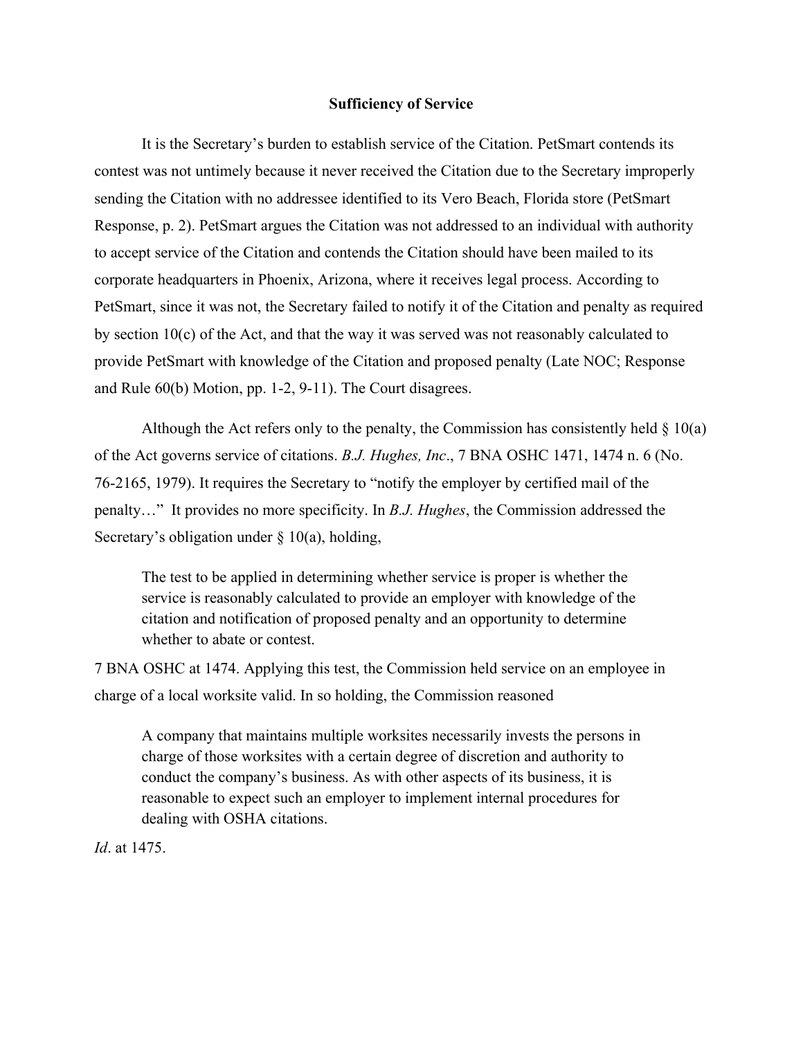### Sufficiency of Service

It is the Secretary's burden to establish service of the Citation. PetSmart contends its contest was not untimely because it never received the Citation due to the Secretary improperly sending the Citation with no addressee identified to its Vero Beach, Florida store (PetSmart Response, p. 2). PetSmart argues the Citation was not addressed to an individual with authority to accept service of the Citation and contends the Citation should have been mailed to its corporate headquarters in Phoenix, Arizona, where it receives legal process. According to PetSmart, since it was not, the Secretary failed to notify it of the Citation and penalty as required by section 10(c) of the Act, and that the way it was served was not reasonably calculated to provide PetSmart with knowledge of the Citation and proposed penalty (Late NOC; Response and Rule 60(b) Motion, pp. 1-2, 9-11). The Court disagrees.

Although the Act refers only to the penalty, the Commission has consistently held § 10(a) of the Act governs service of citations. *B.J. Hughes, Inc*., 7 BNA OSHC 1471, 1474 n. 6 (No. 76-2165, 1979). It requires the Secretary to "notify the employer by certified mail of the penalty…" It provides no more specificity. In *B.J. Hughes*, the Commission addressed the Secretary's obligation under § 10(a), holding,

> The test to be applied in determining whether service is proper is whether the service is reasonably calculated to provide an employer with knowledge of the citation and notification of proposed penalty and an opportunity to determine whether to abate or contest.

7 BNA OSHC at 1474. Applying this test, the Commission held service on an employee in charge of a local worksite valid. In so holding, the Commission reasoned

> A company that maintains multiple worksites necessarily invests the persons in charge of those worksites with a certain degree of discretion and authority to conduct the company's business. As with other aspects of its business, it is reasonable to expect such an employer to implement internal procedures for dealing with OSHA citations.

*Id*. at 1475.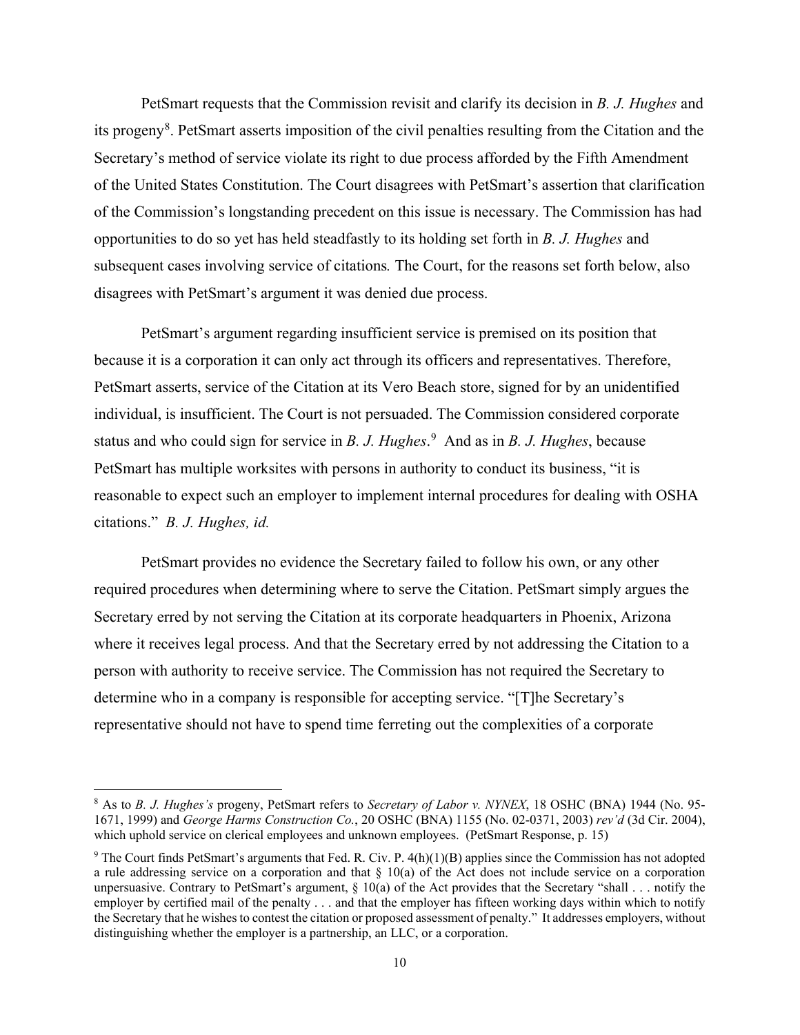PetSmart requests that the Commission revisit and clarify its decision in *B. J. Hughes* and its progeny[8]. PetSmart asserts imposition of the civil penalties resulting from the Citation and the Secretary's method of service violate its right to due process afforded by the Fifth Amendment of the United States Constitution. The Court disagrees with PetSmart's assertion that clarification of the Commission's longstanding precedent on this issue is necessary. The Commission has had opportunities to do so yet has held steadfastly to its holding set forth in *B. J. Hughes* and subsequent cases involving service of citations*.* The Court, for the reasons set forth below, also disagrees with PetSmart's argument it was denied due process.

PetSmart's argument regarding insufficient service is premised on its position that because it is a corporation it can only act through its officers and representatives. Therefore, PetSmart asserts, service of the Citation at its Vero Beach store, signed for by an unidentified individual, is insufficient. The Court is not persuaded. The Commission considered corporate status and who could sign for service in *B. J. Hughes*.[9] And as in *B. J. Hughes*, because PetSmart has multiple worksites with persons in authority to conduct its business, "it is reasonable to expect such an employer to implement internal procedures for dealing with OSHA citations." *B. J. Hughes, id.*

PetSmart provides no evidence the Secretary failed to follow his own, or any other required procedures when determining where to serve the Citation. PetSmart simply argues the Secretary erred by not serving the Citation at its corporate headquarters in Phoenix, Arizona where it receives legal process. And that the Secretary erred by not addressing the Citation to a person with authority to receive service. The Commission has not required the Secretary to determine who in a company is responsible for accepting service. "[T]he Secretary's representative should not have to spend time ferreting out the complexities of a corporate

---

[8] As to *B. J. Hughes's* progeny, PetSmart refers to *Secretary of Labor v. NYNEX*, 18 OSHC (BNA) 1944 (No. 95-1671, 1999) and *George Harms Construction Co.*, 20 OSHC (BNA) 1155 (No. 02-0371, 2003) *rev'd* (3d Cir. 2004), which uphold service on clerical employees and unknown employees. (PetSmart Response, p. 15)

[9] The Court finds PetSmart's arguments that Fed. R. Civ. P. 4(h)(1)(B) applies since the Commission has not adopted a rule addressing service on a corporation and that § 10(a) of the Act does not include service on a corporation unpersuasive. Contrary to PetSmart's argument, § 10(a) of the Act provides that the Secretary "shall . . . notify the employer by certified mail of the penalty . . . and that the employer has fifteen working days within which to notify the Secretary that he wishes to contest the citation or proposed assessment of penalty." It addresses employers, without distinguishing whether the employer is a partnership, an LLC, or a corporation.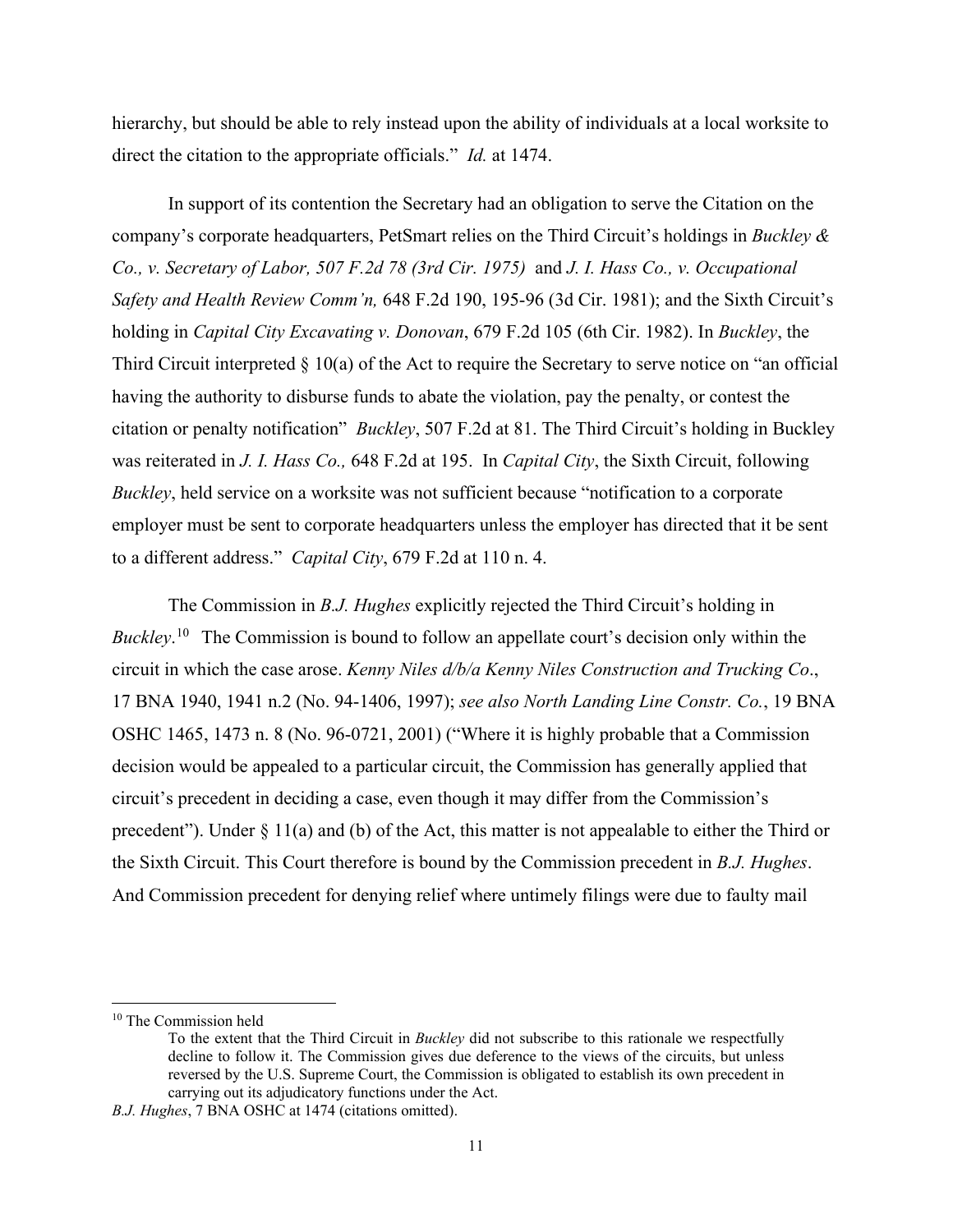hierarchy, but should be able to rely instead upon the ability of individuals at a local worksite to direct the citation to the appropriate officials." *Id.* at 1474.

In support of its contention the Secretary had an obligation to serve the Citation on the company's corporate headquarters, PetSmart relies on the Third Circuit's holdings in *Buckley & Co., v. Secretary of Labor, 507 F.2d 78 (3rd Cir. 1975)* and *J. I. Hass Co., v. Occupational Safety and Health Review Comm'n,* 648 F.2d 190, 195-96 (3d Cir. 1981); and the Sixth Circuit's holding in *Capital City Excavating v. Donovan*, 679 F.2d 105 (6th Cir. 1982). In *Buckley*, the Third Circuit interpreted § 10(a) of the Act to require the Secretary to serve notice on "an official having the authority to disburse funds to abate the violation, pay the penalty, or contest the citation or penalty notification" *Buckley*, 507 F.2d at 81. The Third Circuit's holding in Buckley was reiterated in *J. I. Hass Co.,* 648 F.2d at 195. In *Capital City*, the Sixth Circuit, following *Buckley*, held service on a worksite was not sufficient because "notification to a corporate employer must be sent to corporate headquarters unless the employer has directed that it be sent to a different address." *Capital City*, 679 F.2d at 110 n. 4.

The Commission in *B.J. Hughes* explicitly rejected the Third Circuit's holding in *Buckley*.[10] The Commission is bound to follow an appellate court's decision only within the circuit in which the case arose. *Kenny Niles d/b/a Kenny Niles Construction and Trucking Co*., 17 BNA 1940, 1941 n.2 (No. 94-1406, 1997); *see also North Landing Line Constr. Co.*, 19 BNA OSHC 1465, 1473 n. 8 (No. 96-0721, 2001) ("Where it is highly probable that a Commission decision would be appealed to a particular circuit, the Commission has generally applied that circuit's precedent in deciding a case, even though it may differ from the Commission's precedent"). Under § 11(a) and (b) of the Act, this matter is not appealable to either the Third or the Sixth Circuit. This Court therefore is bound by the Commission precedent in *B.J. Hughes*. And Commission precedent for denying relief where untimely filings were due to faulty mail

---

[10] The Commission held

> To the extent that the Third Circuit in *Buckley* did not subscribe to this rationale we respectfully decline to follow it. The Commission gives due deference to the views of the circuits, but unless reversed by the U.S. Supreme Court, the Commission is obligated to establish its own precedent in carrying out its adjudicatory functions under the Act.

*B.J. Hughes*, 7 BNA OSHC at 1474 (citations omitted).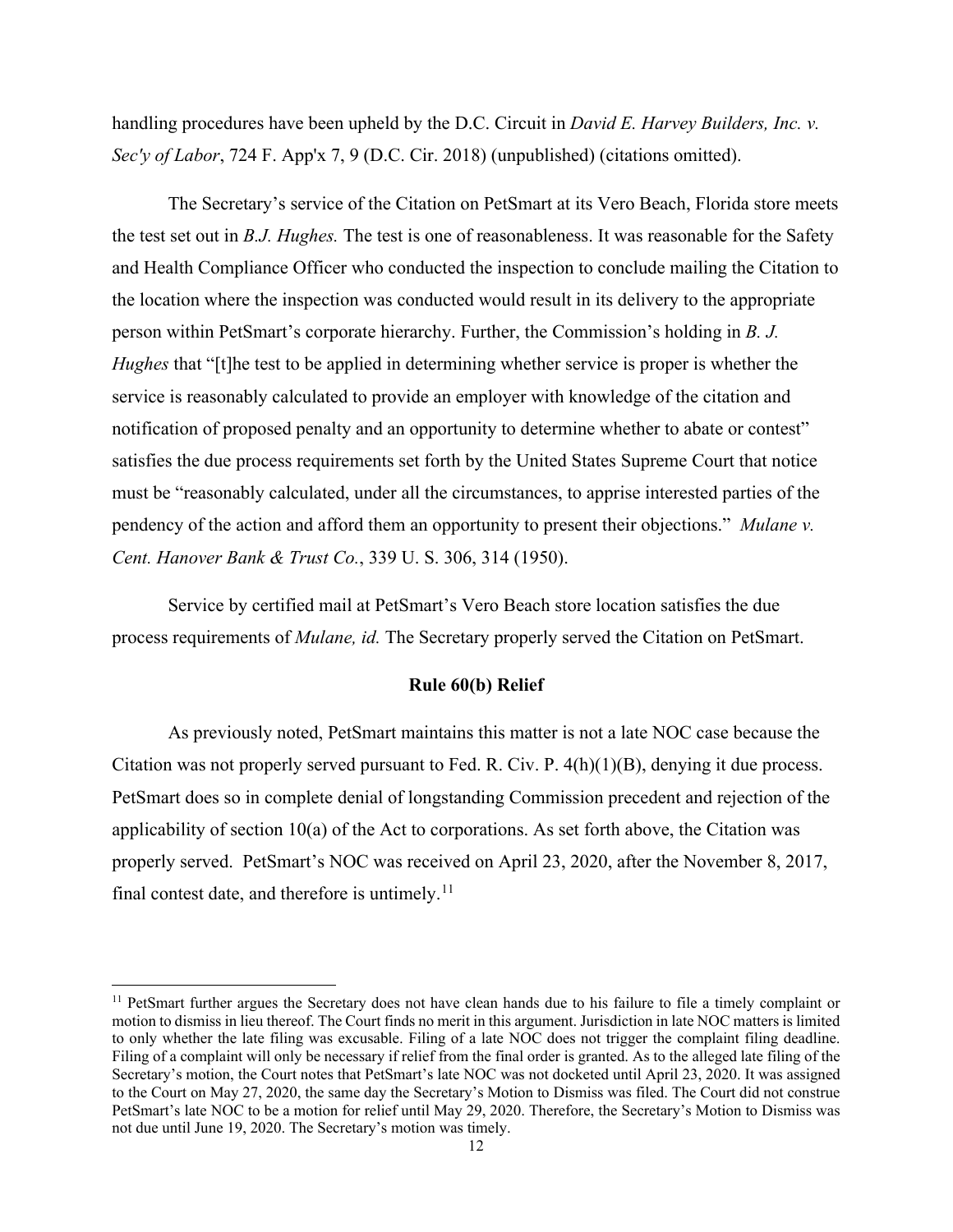handling procedures have been upheld by the D.C. Circuit in *David E. Harvey Builders, Inc. v. Sec'y of Labor*, 724 F. App'x 7, 9 (D.C. Cir. 2018) (unpublished) (citations omitted).

The Secretary's service of the Citation on PetSmart at its Vero Beach, Florida store meets the test set out in *B.J. Hughes.* The test is one of reasonableness. It was reasonable for the Safety and Health Compliance Officer who conducted the inspection to conclude mailing the Citation to the location where the inspection was conducted would result in its delivery to the appropriate person within PetSmart's corporate hierarchy. Further, the Commission's holding in *B. J. Hughes* that "[t]he test to be applied in determining whether service is proper is whether the service is reasonably calculated to provide an employer with knowledge of the citation and notification of proposed penalty and an opportunity to determine whether to abate or contest" satisfies the due process requirements set forth by the United States Supreme Court that notice must be "reasonably calculated, under all the circumstances, to apprise interested parties of the pendency of the action and afford them an opportunity to present their objections." *Mulane v. Cent. Hanover Bank & Trust Co.*, 339 U. S. 306, 314 (1950).

Service by certified mail at PetSmart's Vero Beach store location satisfies the due process requirements of *Mulane, id.* The Secretary properly served the Citation on PetSmart.

**Rule 60(b) Relief**

As previously noted, PetSmart maintains this matter is not a late NOC case because the Citation was not properly served pursuant to Fed. R. Civ. P. 4(h)(1)(B), denying it due process. PetSmart does so in complete denial of longstanding Commission precedent and rejection of the applicability of section 10(a) of the Act to corporations. As set forth above, the Citation was properly served. PetSmart's NOC was received on April 23, 2020, after the November 8, 2017, final contest date, and therefore is untimely.[11]

[11] PetSmart further argues the Secretary does not have clean hands due to his failure to file a timely complaint or motion to dismiss in lieu thereof. The Court finds no merit in this argument. Jurisdiction in late NOC matters is limited to only whether the late filing was excusable. Filing of a late NOC does not trigger the complaint filing deadline. Filing of a complaint will only be necessary if relief from the final order is granted. As to the alleged late filing of the Secretary's motion, the Court notes that PetSmart's late NOC was not docketed until April 23, 2020. It was assigned to the Court on May 27, 2020, the same day the Secretary's Motion to Dismiss was filed. The Court did not construe PetSmart's late NOC to be a motion for relief until May 29, 2020. Therefore, the Secretary's Motion to Dismiss was not due until June 19, 2020. The Secretary's motion was timely.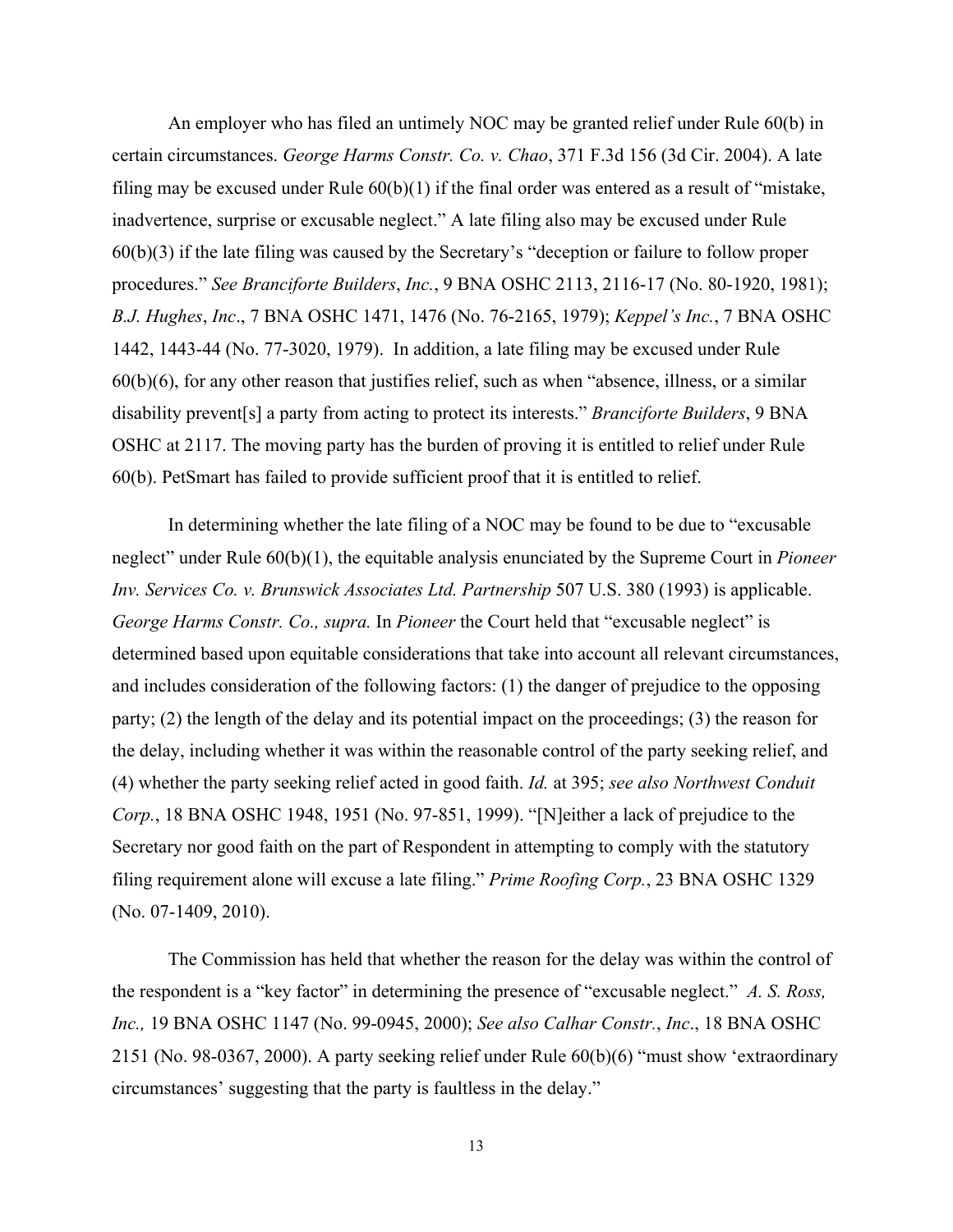An employer who has filed an untimely NOC may be granted relief under Rule 60(b) in certain circumstances. *George Harms Constr. Co. v. Chao*, 371 F.3d 156 (3d Cir. 2004). A late filing may be excused under Rule 60(b)(1) if the final order was entered as a result of "mistake, inadvertence, surprise or excusable neglect." A late filing also may be excused under Rule 60(b)(3) if the late filing was caused by the Secretary's "deception or failure to follow proper procedures." *See Branciforte Builders*, *Inc.*, 9 BNA OSHC 2113, 2116-17 (No. 80-1920, 1981); *B.J. Hughes*, *Inc*., 7 BNA OSHC 1471, 1476 (No. 76-2165, 1979); *Keppel's Inc.*, 7 BNA OSHC 1442, 1443-44 (No. 77-3020, 1979). In addition, a late filing may be excused under Rule 60(b)(6), for any other reason that justifies relief, such as when "absence, illness, or a similar disability prevent[s] a party from acting to protect its interests." *Branciforte Builders*, 9 BNA OSHC at 2117. The moving party has the burden of proving it is entitled to relief under Rule 60(b). PetSmart has failed to provide sufficient proof that it is entitled to relief.

In determining whether the late filing of a NOC may be found to be due to "excusable neglect" under Rule 60(b)(1), the equitable analysis enunciated by the Supreme Court in *Pioneer Inv. Services Co. v. Brunswick Associates Ltd. Partnership* 507 U.S. 380 (1993) is applicable. *George Harms Constr. Co., supra.* In *Pioneer* the Court held that "excusable neglect" is determined based upon equitable considerations that take into account all relevant circumstances, and includes consideration of the following factors: (1) the danger of prejudice to the opposing party; (2) the length of the delay and its potential impact on the proceedings; (3) the reason for the delay, including whether it was within the reasonable control of the party seeking relief, and (4) whether the party seeking relief acted in good faith. *Id.* at 395; *see also Northwest Conduit Corp.*, 18 BNA OSHC 1948, 1951 (No. 97-851, 1999). "[N]either a lack of prejudice to the Secretary nor good faith on the part of Respondent in attempting to comply with the statutory filing requirement alone will excuse a late filing." *Prime Roofing Corp.*, 23 BNA OSHC 1329 (No. 07-1409, 2010).

The Commission has held that whether the reason for the delay was within the control of the respondent is a "key factor" in determining the presence of "excusable neglect." *A. S. Ross, Inc.,* 19 BNA OSHC 1147 (No. 99-0945, 2000); *See also Calhar Constr.*, *Inc*., 18 BNA OSHC 2151 (No. 98-0367, 2000). A party seeking relief under Rule 60(b)(6) "must show 'extraordinary circumstances' suggesting that the party is faultless in the delay."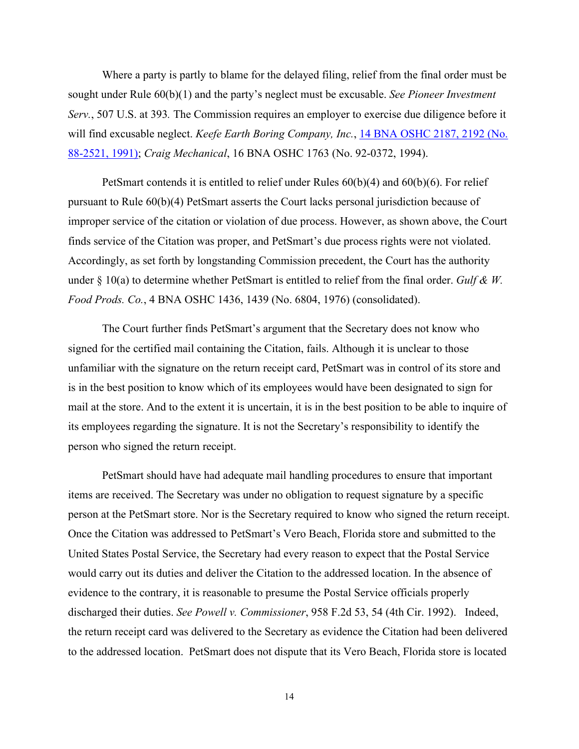Where a party is partly to blame for the delayed filing, relief from the final order must be sought under Rule 60(b)(1) and the party's neglect must be excusable. *See Pioneer Investment Serv.*, 507 U.S. at 393. The Commission requires an employer to exercise due diligence before it will find excusable neglect. *Keefe Earth Boring Company, Inc.*, 14 BNA OSHC 2187, 2192 (No. 88-2521, 1991); *Craig Mechanical*, 16 BNA OSHC 1763 (No. 92-0372, 1994).

PetSmart contends it is entitled to relief under Rules 60(b)(4) and 60(b)(6). For relief pursuant to Rule 60(b)(4) PetSmart asserts the Court lacks personal jurisdiction because of improper service of the citation or violation of due process. However, as shown above, the Court finds service of the Citation was proper, and PetSmart's due process rights were not violated. Accordingly, as set forth by longstanding Commission precedent, the Court has the authority under § 10(a) to determine whether PetSmart is entitled to relief from the final order. *Gulf & W. Food Prods. Co.*, 4 BNA OSHC 1436, 1439 (No. 6804, 1976) (consolidated).

The Court further finds PetSmart's argument that the Secretary does not know who signed for the certified mail containing the Citation, fails. Although it is unclear to those unfamiliar with the signature on the return receipt card, PetSmart was in control of its store and is in the best position to know which of its employees would have been designated to sign for mail at the store. And to the extent it is uncertain, it is in the best position to be able to inquire of its employees regarding the signature. It is not the Secretary's responsibility to identify the person who signed the return receipt.

PetSmart should have had adequate mail handling procedures to ensure that important items are received. The Secretary was under no obligation to request signature by a specific person at the PetSmart store. Nor is the Secretary required to know who signed the return receipt. Once the Citation was addressed to PetSmart's Vero Beach, Florida store and submitted to the United States Postal Service, the Secretary had every reason to expect that the Postal Service would carry out its duties and deliver the Citation to the addressed location. In the absence of evidence to the contrary, it is reasonable to presume the Postal Service officials properly discharged their duties. *See Powell v. Commissioner*, 958 F.2d 53, 54 (4th Cir. 1992). Indeed, the return receipt card was delivered to the Secretary as evidence the Citation had been delivered to the addressed location. PetSmart does not dispute that its Vero Beach, Florida store is located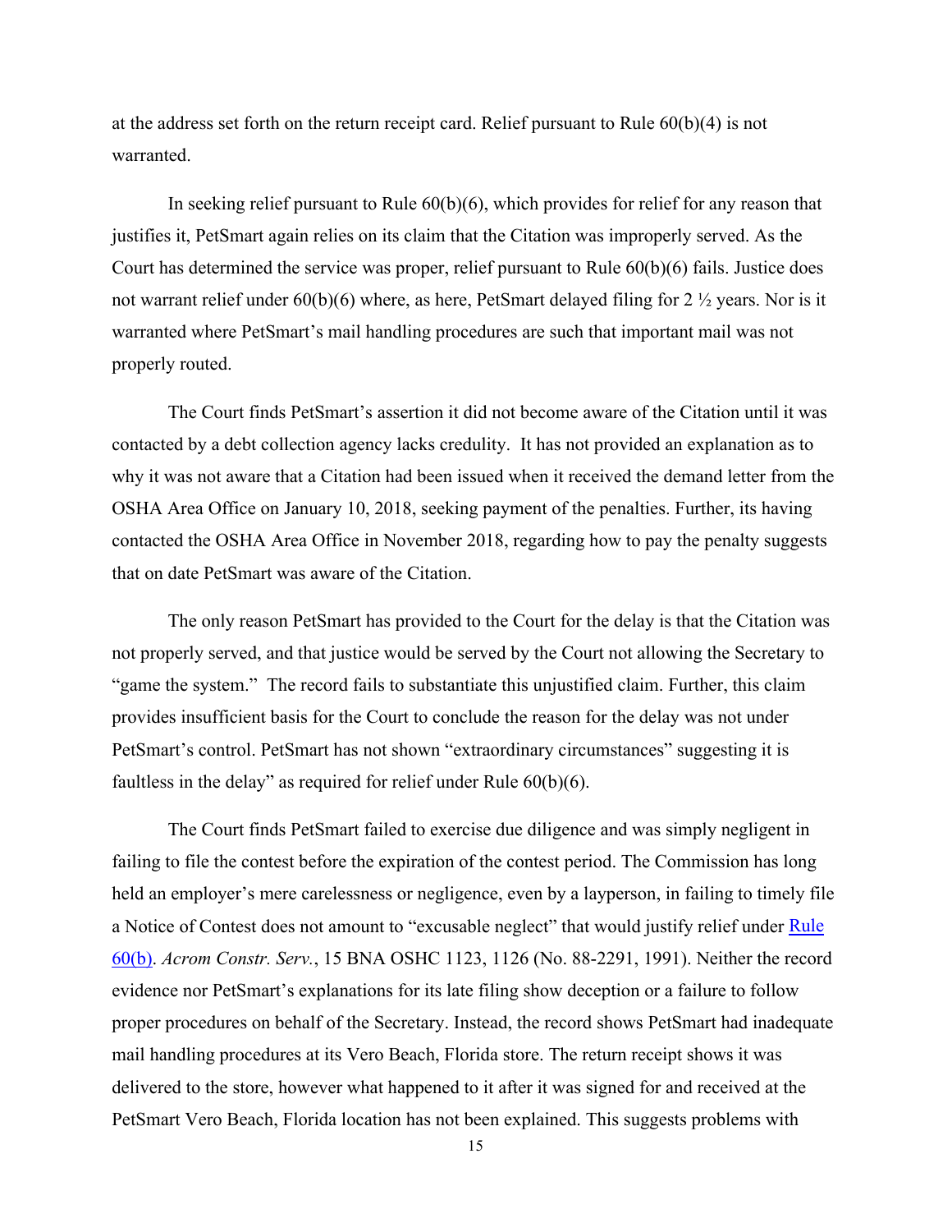at the address set forth on the return receipt card. Relief pursuant to Rule 60(b)(4) is not warranted.

In seeking relief pursuant to Rule 60(b)(6), which provides for relief for any reason that justifies it, PetSmart again relies on its claim that the Citation was improperly served. As the Court has determined the service was proper, relief pursuant to Rule 60(b)(6) fails. Justice does not warrant relief under 60(b)(6) where, as here, PetSmart delayed filing for 2 ½ years. Nor is it warranted where PetSmart's mail handling procedures are such that important mail was not properly routed.

The Court finds PetSmart's assertion it did not become aware of the Citation until it was contacted by a debt collection agency lacks credulity. It has not provided an explanation as to why it was not aware that a Citation had been issued when it received the demand letter from the OSHA Area Office on January 10, 2018, seeking payment of the penalties. Further, its having contacted the OSHA Area Office in November 2018, regarding how to pay the penalty suggests that on date PetSmart was aware of the Citation.

The only reason PetSmart has provided to the Court for the delay is that the Citation was not properly served, and that justice would be served by the Court not allowing the Secretary to "game the system." The record fails to substantiate this unjustified claim. Further, this claim provides insufficient basis for the Court to conclude the reason for the delay was not under PetSmart's control. PetSmart has not shown "extraordinary circumstances" suggesting it is faultless in the delay" as required for relief under Rule 60(b)(6).

The Court finds PetSmart failed to exercise due diligence and was simply negligent in failing to file the contest before the expiration of the contest period. The Commission has long held an employer's mere carelessness or negligence, even by a layperson, in failing to timely file a Notice of Contest does not amount to "excusable neglect" that would justify relief under Rule 60(b). *Acrom Constr. Serv.*, 15 BNA OSHC 1123, 1126 (No. 88-2291, 1991). Neither the record evidence nor PetSmart's explanations for its late filing show deception or a failure to follow proper procedures on behalf of the Secretary. Instead, the record shows PetSmart had inadequate mail handling procedures at its Vero Beach, Florida store. The return receipt shows it was delivered to the store, however what happened to it after it was signed for and received at the PetSmart Vero Beach, Florida location has not been explained. This suggests problems with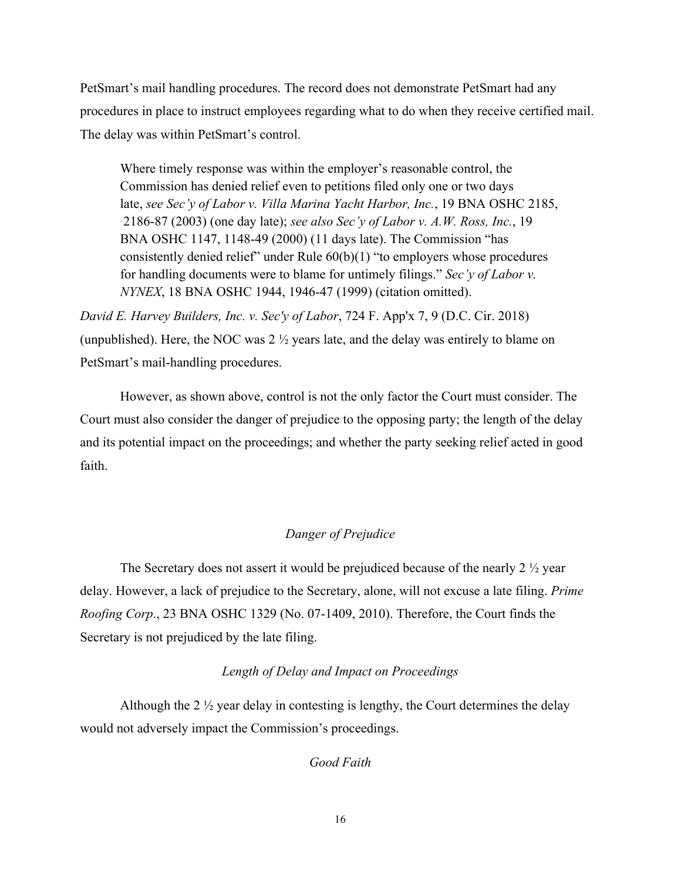PetSmart's mail handling procedures. The record does not demonstrate PetSmart had any procedures in place to instruct employees regarding what to do when they receive certified mail. The delay was within PetSmart's control.

> Where timely response was within the employer's reasonable control, the Commission has denied relief even to petitions filed only one or two days late, *see Sec'y of Labor v. Villa Marina Yacht Harbor, Inc.*, 19 BNA OSHC 2185, 2186-87 (2003) (one day late); *see also Sec'y of Labor v. A.W. Ross, Inc.*, 19 BNA OSHC 1147, 1148-49 (2000) (11 days late). The Commission "has consistently denied relief" under Rule 60(b)(1) "to employers whose procedures for handling documents were to blame for untimely filings." *Sec'y of Labor v. NYNEX*, 18 BNA OSHC 1944, 1946-47 (1999) (citation omitted).

*David E. Harvey Builders, Inc. v. Sec'y of Labor*, 724 F. App'x 7, 9 (D.C. Cir. 2018) (unpublished). Here, the NOC was 2 ½ years late, and the delay was entirely to blame on PetSmart's mail-handling procedures.

However, as shown above, control is not the only factor the Court must consider. The Court must also consider the danger of prejudice to the opposing party; the length of the delay and its potential impact on the proceedings; and whether the party seeking relief acted in good faith.

*Danger of Prejudice*

The Secretary does not assert it would be prejudiced because of the nearly 2 ½ year delay. However, a lack of prejudice to the Secretary, alone, will not excuse a late filing. *Prime Roofing Corp*., 23 BNA OSHC 1329 (No. 07-1409, 2010). Therefore, the Court finds the Secretary is not prejudiced by the late filing.

*Length of Delay and Impact on Proceedings*

Although the 2 ½ year delay in contesting is lengthy, the Court determines the delay would not adversely impact the Commission's proceedings.

*Good Faith*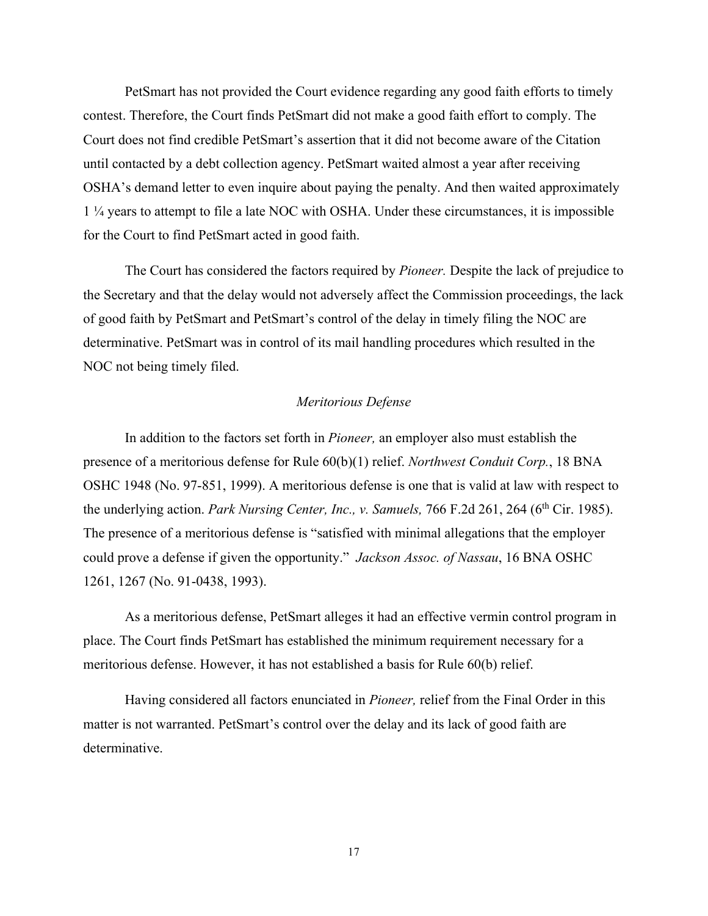PetSmart has not provided the Court evidence regarding any good faith efforts to timely contest. Therefore, the Court finds PetSmart did not make a good faith effort to comply. The Court does not find credible PetSmart's assertion that it did not become aware of the Citation until contacted by a debt collection agency. PetSmart waited almost a year after receiving OSHA's demand letter to even inquire about paying the penalty. And then waited approximately 1 ¼ years to attempt to file a late NOC with OSHA. Under these circumstances, it is impossible for the Court to find PetSmart acted in good faith.

The Court has considered the factors required by *Pioneer.* Despite the lack of prejudice to the Secretary and that the delay would not adversely affect the Commission proceedings, the lack of good faith by PetSmart and PetSmart's control of the delay in timely filing the NOC are determinative. PetSmart was in control of its mail handling procedures which resulted in the NOC not being timely filed.

*Meritorious Defense*

In addition to the factors set forth in *Pioneer,* an employer also must establish the presence of a meritorious defense for Rule 60(b)(1) relief. *Northwest Conduit Corp.*, 18 BNA OSHC 1948 (No. 97-851, 1999). A meritorious defense is one that is valid at law with respect to the underlying action. *Park Nursing Center, Inc., v. Samuels,* 766 F.2d 261, 264 (6th Cir. 1985). The presence of a meritorious defense is "satisfied with minimal allegations that the employer could prove a defense if given the opportunity." *Jackson Assoc. of Nassau*, 16 BNA OSHC 1261, 1267 (No. 91-0438, 1993).

As a meritorious defense, PetSmart alleges it had an effective vermin control program in place. The Court finds PetSmart has established the minimum requirement necessary for a meritorious defense. However, it has not established a basis for Rule 60(b) relief.

Having considered all factors enunciated in *Pioneer,* relief from the Final Order in this matter is not warranted. PetSmart's control over the delay and its lack of good faith are determinative.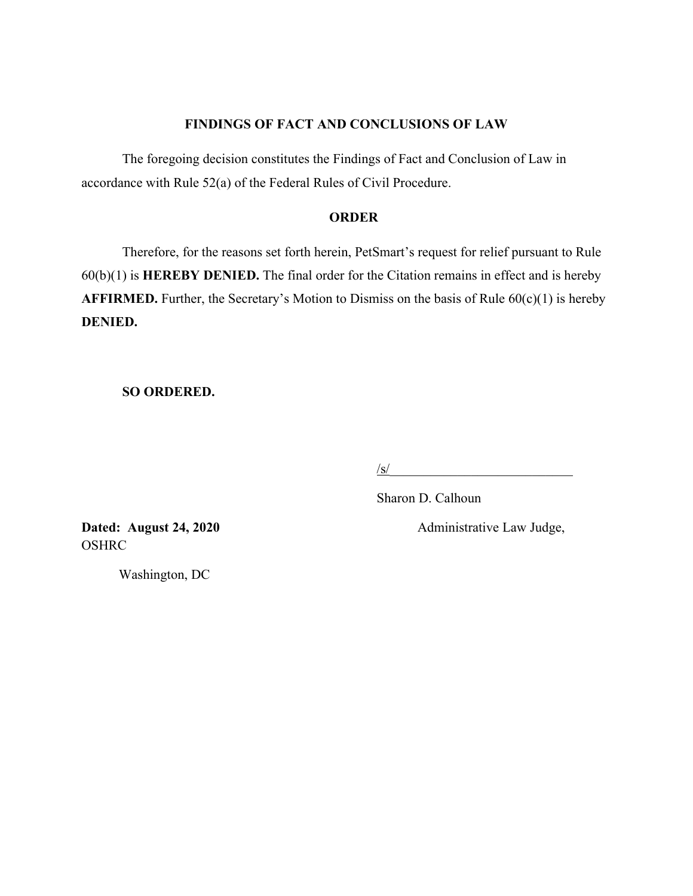## FINDINGS OF FACT AND CONCLUSIONS OF LAW

The foregoing decision constitutes the Findings of Fact and Conclusion of Law in accordance with Rule 52(a) of the Federal Rules of Civil Procedure.

## ORDER

Therefore, for the reasons set forth herein, PetSmart's request for relief pursuant to Rule 60(b)(1) is **HEREBY DENIED.** The final order for the Citation remains in effect and is hereby **AFFIRMED.** Further, the Secretary's Motion to Dismiss on the basis of Rule 60(c)(1) is hereby **DENIED.**

**SO ORDERED.**

/s/

Sharon D. Calhoun

Administrative Law Judge, OSHRC

**Dated: August 24, 2020**

Washington, DC